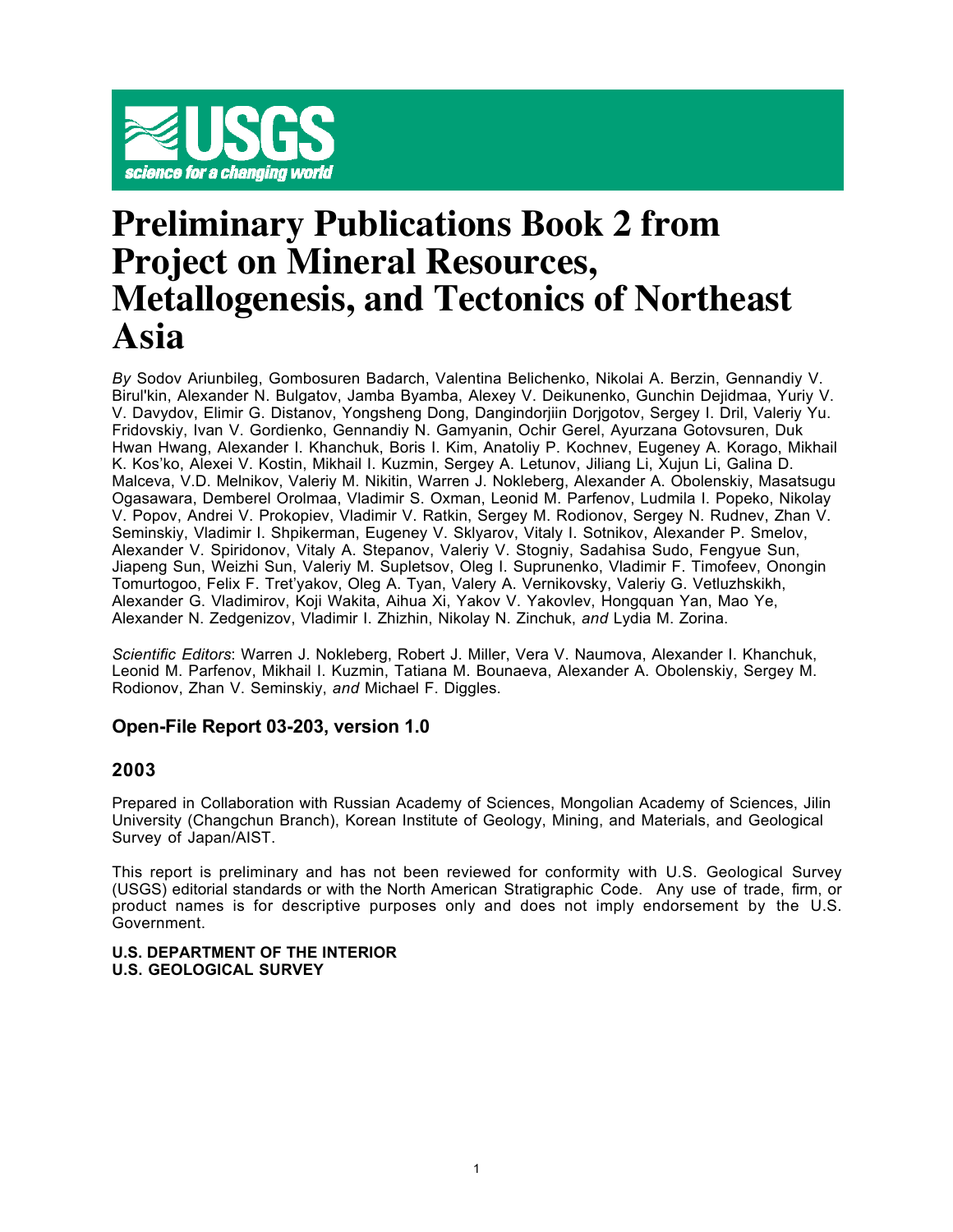# Preliminary Publications Book 2 from Project on Mineral Resources, Metallogenesis, and Tectonics of Northeast Asia

*By* Sodov Ariunbileg, Gombosuren Badarch, Valentina Belichenko, Nikolai A. Berzin, Gennandiy V. Birul'kin, Alexander N. Bulgatov, Jamba Byamba, Alexey V. Deikunenko, Gunchin Dejidmaa, Yuriy V. V. Davydov, Elimir G. Distanov, Yongsheng Dong, Dangindorjiin Dorjgotov, Sergey I. Dril, Valeriy Yu. Fridovskiy, Ivan V. Gordienko, Gennandiy N. Gamyanin, Ochir Gerel, Ayurzana Gotovsuren, Duk Hwan Hwang, Alexander I. Khanchuk, Boris I. Kim, Anatoliy P. Kochnev, Eugeney A. Korago, Mikhail K. Kos'ko, Alexei V. Kostin, Mikhail I. Kuzmin, Sergey A. Letunov, Jiliang Li, Xujun Li, Galina D. Malceva, V.D. Melnikov, Valeriy M. Nikitin, Warren J. Nokleberg, Alexander A. Obolenskiy, Masatsugu Ogasawara, Demberel Orolmaa, Vladimir S. Oxman, Leonid M. Parfenov, Ludmila I. Popeko, Nikolay V. Popov, Andrei V. Prokopiev, Vladimir V. Ratkin, Sergey M. Rodionov, Sergey N. Rudnev, Zhan V. Seminskiy, Vladimir I. Shpikerman, Eugeney V. Sklyarov, Vitaly I. Sotnikov, Alexander P. Smelov, Alexander V. Spiridonov, Vitaly A. Stepanov, Valeriy V. Stogniy, Sadahisa Sudo, Fengyue Sun, Jiapeng Sun, Weizhi Sun, Valeriy M. Supletsov, Oleg I. Suprunenko, Vladimir F. Timofeev, Onongin Tomurtogoo, Felix F. Tret'yakov, Oleg A. Tyan, Valery A. Vernikovsky, Valeriy G. Vetluzhskikh, Alexander G. Vladimirov, Koji Wakita, Aihua Xi, Yakov V. Yakovlev, Hongquan Yan, Mao Ye, Alexander N. Zedgenizov, Vladimir I. Zhizhin, Nikolay N. Zinchuk, *and* Lydia M. Zorina.

*Scientific Editors*: Warren J. Nokleberg, Robert J. Miller, Vera V. Naumova, Alexander I. Khanchuk, Leonid M. Parfenov, Mikhail I. Kuzmin, Tatiana M. Bounaeva, Alexander A. Obolenskiy, Sergey M. Rodionov, Zhan V. Seminskiy, *and* Michael F. Diggles.

### Open-File Report 03-203, version 1.0

### 2003

Prepared in Collaboration with Russian Academy of Sciences, Mongolian Academy of Sciences, Jilin University (Changchun Branch), Korean Institute of Geology, Mining, and Materials, and Geological Survey of Japan/AIST.

This report is preliminary and has not been reviewed for conformity with U.S. Geological Survey (USGS) editorial standards or with the North American Stratigraphic Code. Any use of trade, firm, or product names is for descriptive purposes only and does not imply endorsement by the U.S. Government.

**U.S. DEPARTMENT OF THE INTERIOR**
**U.S. GEOLOGICAL SURVEY**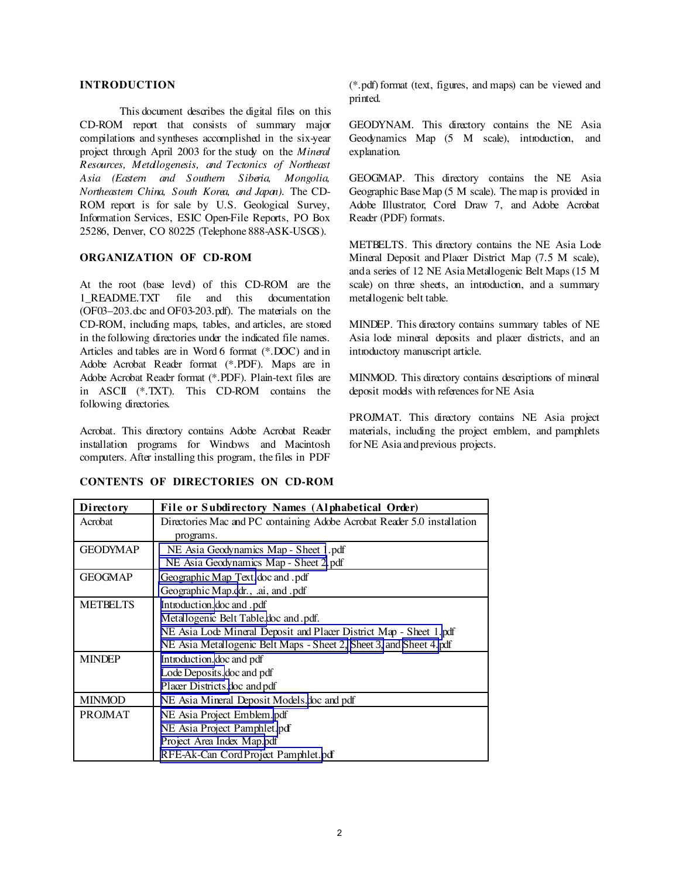## INTRODUCTION

This document describes the digital files on this CD-ROM report that consists of summary major compilations and syntheses accomplished in the six-year project through April 2003 for the study on the *Mineral Resources, Metallogenesis, and Tectonics of Northeast Asia (Eastern and Southern Siberia, Mongolia, Northeastern China, South Korea, and Japan)*. The CD-ROM report is for sale by U.S. Geological Survey, Information Services, ESIC Open-File Reports, PO Box 25286, Denver, CO 80225 (Telephone 888-ASK-USGS).

## ORGANIZATION OF CD-ROM

At the root (base level) of this CD-ROM are the 1_README.TXT file and this documentation (OF03–203.doc and OF03-203.pdf). The materials on the CD-ROM, including maps, tables, and articles, are stored in the following directories under the indicated file names. Articles and tables are in Word 6 format (*.DOC) and in Adobe Acrobat Reader format (*.PDF). Maps are in Adobe Acrobat Reader format (*.PDF). Plain-text files are in ASCII (*.TXT). This CD-ROM contains the following directories.

Acrobat. This directory contains Adobe Acrobat Reader installation programs for Windows and Macintosh computers. After installing this program, the files in PDF (*.pdf) format (text, figures, and maps) can be viewed and printed.

GEODYNAM. This directory contains the NE Asia Geodynamics Map (5 M scale), introduction, and explanation.

GEOGMAP. This directory contains the NE Asia Geographic Base Map (5 M scale). The map is provided in Adobe Illustrator, Corel Draw 7, and Adobe Acrobat Reader (PDF) formats.

METBELTS. This directory contains the NE Asia Lode Mineral Deposit and Placer District Map (7.5 M scale), and a series of 12 NE Asia Metallogenic Belt Maps (15 M scale) on three sheets, an introduction, and a summary metallogenic belt table.

MINDEP. This directory contains summary tables of NE Asia lode mineral deposits and placer districts, and an introductory manuscript article.

MINMOD. This directory contains descriptions of mineral deposit models with references for NE Asia.

PROJMAT. This directory contains NE Asia project materials, including the project emblem, and pamphlets for NE Asia and previous projects.

## CONTENTS OF DIRECTORIES ON CD-ROM

| Directory | File or Subdirectory Names (Alphabetical Order) |
| --- | --- |
| Acrobat | Directories Mac and PC containing Adobe Acrobat Reader 5.0 installation programs. |
| GEODYMAP | NE Asia Geodynamics Map - Sheet 1.pdf<br>NE Asia Geodynamics Map - Sheet 2.pdf |
| GEOGMAP | Geographic Map Text.doc and .pdf<br>Geographic Map.cdr., .ai, and .pdf |
| METBELTS | Introduction.doc and .pdf<br>Metallogenic Belt Table.doc and .pdf.<br>NE Asia Lode Mineral Deposit and Placer District Map - Sheet 1.pdf<br>NE Asia Metallogenic Belt Maps - Sheet 2, Sheet 3, and Sheet 4.pdf |
| MINDEP | Introduction.doc and pdf<br>Lode Deposits.doc and pdf<br>Placer Districts.doc and pdf |
| MINMOD | NE Asia Mineral Deposit Models.doc and pdf |
| PROJMAT | NE Asia Project Emblem.pdf<br>NE Asia Project Pamphlet.pdf<br>Project Area Index Map.pdf<br>RFE-Ak-Can Cord Project Pamphlet.pdf |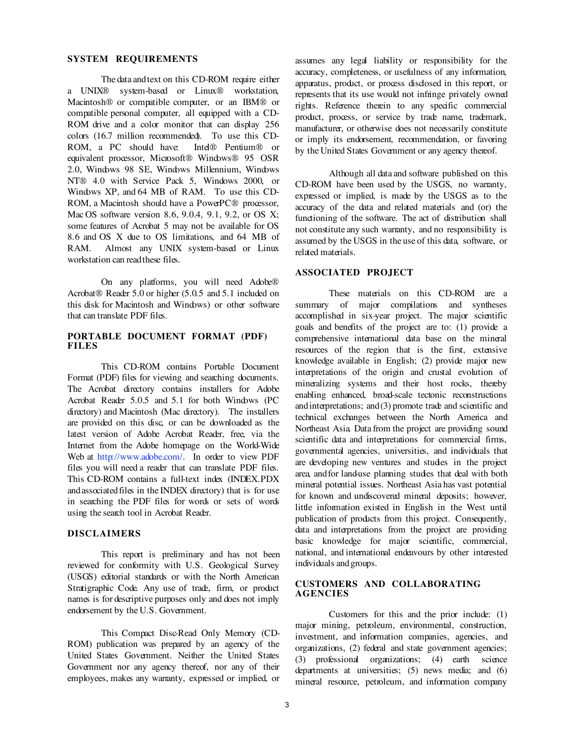## SYSTEM REQUIREMENTS

The data and text on this CD-ROM require either a UNIX® system-based or Linux® workstation, Macintosh® or compatible computer, or an IBM® or compatible personal computer, all equipped with a CD-ROM drive and a color monitor that can display 256 colors (16.7 million recommended). To use this CD-ROM, a PC should have: Intel® Pentium® or equivalent processor, Microsoft® Windows® 95 OSR 2.0, Windows 98 SE, Windows Millennium, Windows NT® 4.0 with Service Pack 5, Windows 2000, or Windows XP, and 64 MB of RAM. To use this CD-ROM, a Macintosh should have a PowerPC® processor, Mac OS software version 8.6, 9.0.4, 9.1, 9.2, or OS X; some features of Acrobat 5 may not be available for OS 8.6 and OS X due to OS limitations, and 64 MB of RAM. Almost any UNIX system-based or Linux workstation can read these files.

On any platforms, you will need Adobe® Acrobat® Reader 5.0 or higher (5.0.5 and 5.1 included on this disk for Macintosh and Windows) or other software that can translate PDF files.

## PORTABLE DOCUMENT FORMAT (PDF) FILES

This CD-ROM contains Portable Document Format (PDF) files for viewing and searching documents. The Acrobat directory contains installers for Adobe Acrobat Reader 5.0.5 and 5.1 for both Windows (PC directory) and Macintosh (Mac directory). The installers are provided on this disc, or can be downloaded as the latest version of the Adobe Acrobat Reader, free, via the Internet from the Adobe homepage on the World-Wide Web at http://www.adobe.com/. In order to view PDF files you will need a reader that can translate PDF files. This CD-ROM contains a full-text index (INDEX.PDX and associated files in the INDEX directory) that is for use in searching the PDF files for words or sets of words using the search tool in Acrobat Reader.

## DISCLAIMERS

This report is preliminary and has not been reviewed for conformity with U.S. Geological Survey (USGS) editorial standards or with the North American Stratigraphic Code. Any use of trade, firm, or product names is for descriptive purposes only and does not imply endorsement by the U.S. Government.

This Compact Disc-Read Only Memory (CD-ROM) publication was prepared by an agency of the United States Government. Neither the United States Government nor any agency thereof, nor any of their employees, makes any warranty, expressed or implied, or assumes any legal liability or responsibility for the accuracy, completeness, or usefulness of any information, apparatus, product, or process disclosed in this report, or represents that its use would not infringe privately owned rights. Reference therein to any specific commercial product, process, or service by trade name, trademark, manufacturer, or otherwise does not necessarily constitute or imply its endorsement, recommendation, or favoring by the United States Government or any agency thereof.

Although all data and software published on this CD-ROM have been used by the USGS, no warranty, expressed or implied, is made by the USGS as to the accuracy of the data and related materials and (or) the functioning of the software. The act of distribution shall not constitute any such warranty, and no responsibility is assumed by the USGS in the use of this data, software, or related materials.

## ASSOCIATED PROJECT

These materials on this CD-ROM are a summary of major compilations and syntheses accomplished in six-year project. The major scientific goals and benefits of the project are to: (1) provide a comprehensive international data base on the mineral resources of the region that is the first, extensive knowledge available in English; (2) provide major new interpretations of the origin and crustal evolution of mineralizing systems and their host rocks, thereby enabling enhanced, broad-scale tectonic reconstructions and interpretations; and (3) promote trade and scientific and technical exchanges between the North America and Northeast Asia. Data from the project are providing sound scientific data and interpretations for commercial firms, governmental agencies, universities, and individuals that are developing new ventures and studies in the project area, and for land-use planning studies that deal with both mineral potential issues. Northeast Asia has vast potential for known and undiscovered mineral deposits; however, little information existed in English in the West until publication of products from this project. Consequently, data and interpretations from the project are providing basic knowledge for major scientific, commercial, national, and international endeavours by other interested individuals and groups.

## CUSTOMERS AND COLLABORATING AGENCIES

Customers for this and the prior include: (1) major mining, petroleum, environmental, construction, investment, and information companies, agencies, and organizations, (2) federal and state government agencies; (3) professional organizations; (4) earth science departments at universities; (5) news media; and (6) mineral resource, petroleum, and information company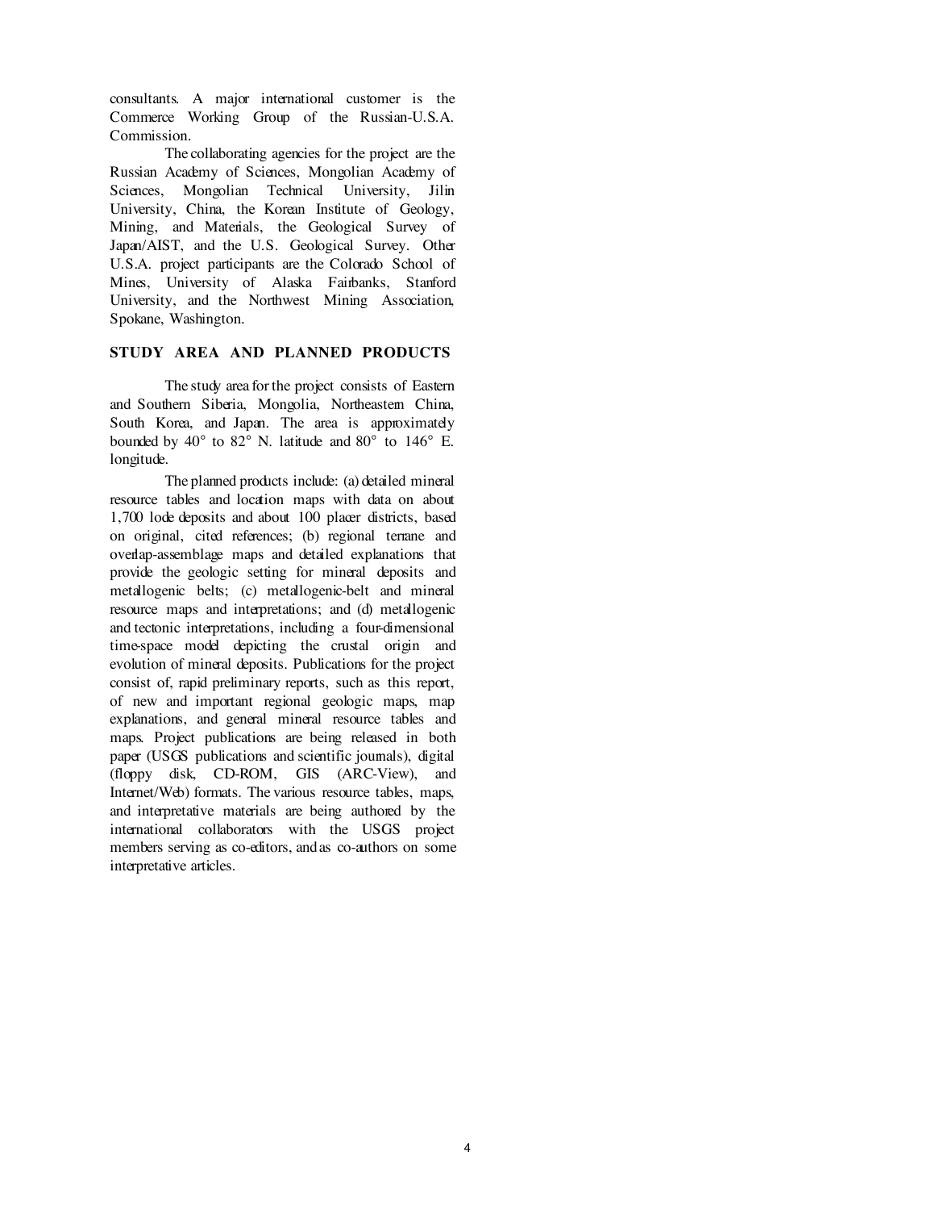consultants. A major international customer is the Commerce Working Group of the Russian-U.S.A. Commission.

The collaborating agencies for the project are the Russian Academy of Sciences, Mongolian Academy of Sciences, Mongolian Technical University, Jilin University, China, the Korean Institute of Geology, Mining, and Materials, the Geological Survey of Japan/AIST, and the U.S. Geological Survey. Other U.S.A. project participants are the Colorado School of Mines, University of Alaska Fairbanks, Stanford University, and the Northwest Mining Association, Spokane, Washington.

## STUDY AREA AND PLANNED PRODUCTS

The study area for the project consists of Eastern and Southern Siberia, Mongolia, Northeastern China, South Korea, and Japan. The area is approximately bounded by 40° to 82° N. latitude and 80° to 146° E. longitude.

The planned products include: (a) detailed mineral resource tables and location maps with data on about 1,700 lode deposits and about 100 placer districts, based on original, cited references; (b) regional terrane and overlap-assemblage maps and detailed explanations that provide the geologic setting for mineral deposits and metallogenic belts; (c) metallogenic-belt and mineral resource maps and interpretations; and (d) metallogenic and tectonic interpretations, including a four-dimensional time-space model depicting the crustal origin and evolution of mineral deposits. Publications for the project consist of, rapid preliminary reports, such as this report, of new and important regional geologic maps, map explanations, and general mineral resource tables and maps. Project publications are being released in both paper (USGS publications and scientific journals), digital (floppy disk, CD-ROM, GIS (ARC-View), and Internet/Web) formats. The various resource tables, maps, and interpretative materials are being authored by the international collaborators with the USGS project members serving as co-editors, and as co-authors on some interpretative articles.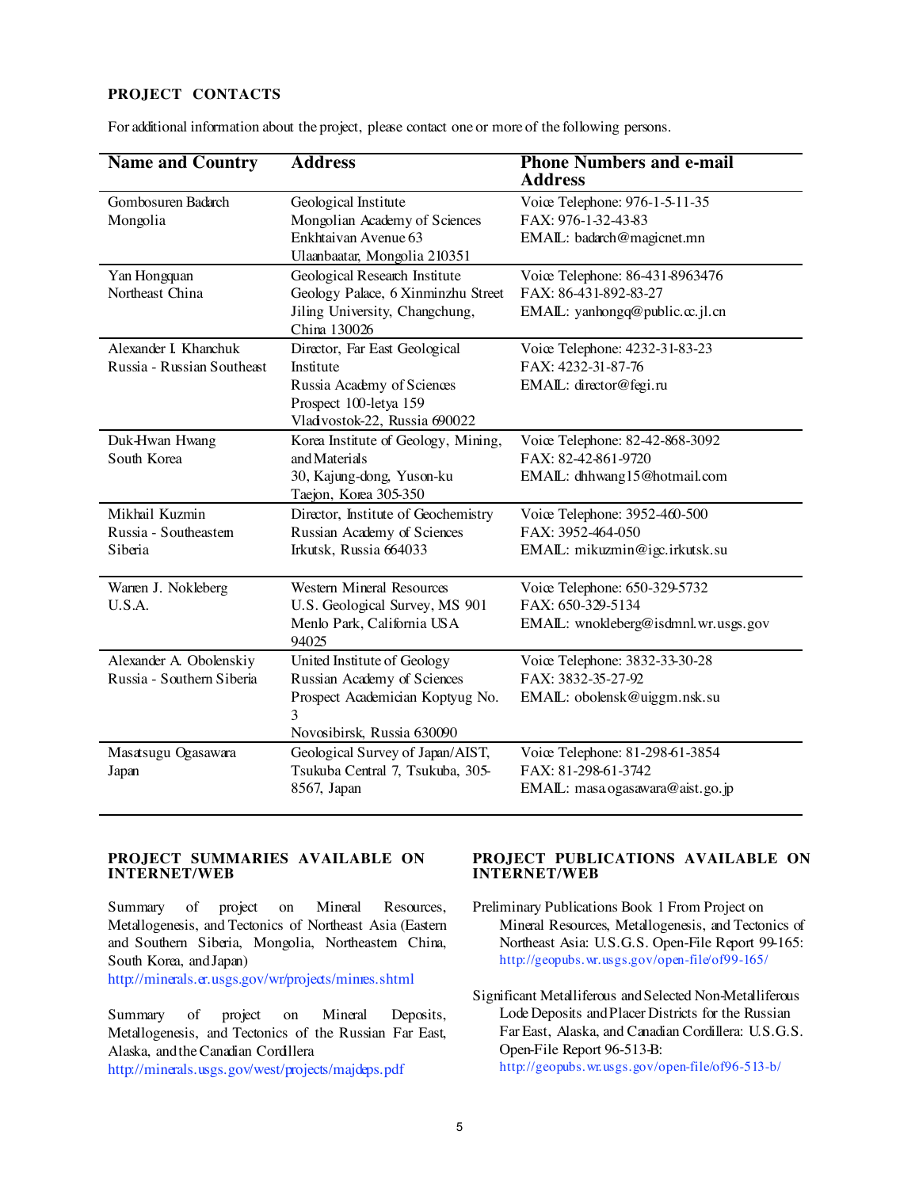## PROJECT CONTACTS

For additional information about the project, please contact one or more of the following persons.

| Name and Country | Address | Phone Numbers and e-mail Address |
|---|---|---|
| Gombosuren Badarch<br>Mongolia | Geological Institute<br>Mongolian Academy of Sciences<br>Enkhtaivan Avenue 63<br>Ulaanbaatar, Mongolia 210351 | Voice Telephone: 976-1-5-11-35<br>FAX: 976-1-32-43-83<br>EMAIL: badarch@magicnet.mn |
| Yan Hongquan<br>Northeast China | Geological Research Institute<br>Geology Palace, 6 Xinminzhu Street<br>Jiling University, Changchung,<br>China 130026 | Voice Telephone: 86-431-8963476<br>FAX: 86-431-892-83-27<br>EMAIL: yanhongq@public.cc.jl.cn |
| Alexander I. Khanchuk<br>Russia - Russian Southeast | Director, Far East Geological Institute<br>Russia Academy of Sciences<br>Prospect 100-letya 159<br>Vladivostok-22, Russia 690022 | Voice Telephone: 4232-31-83-23<br>FAX: 4232-31-87-76<br>EMAIL: director@fegi.ru |
| Duk-Hwan Hwang<br>South Korea | Korea Institute of Geology, Mining, and Materials<br>30, Kajung-dong, Yuson-ku<br>Taejon, Korea 305-350 | Voice Telephone: 82-42-868-3092<br>FAX: 82-42-861-9720<br>EMAIL: dhhwang15@hotmail.com |
| Mikhail Kuzmin<br>Russia - Southeastern Siberia | Director, Institute of Geochemistry<br>Russian Academy of Sciences<br>Irkutsk, Russia 664033 | Voice Telephone: 3952-460-500<br>FAX: 3952-464-050<br>EMAIL: mikuzmin@igc.irkutsk.su |
| Warren J. Nokleberg<br>U.S.A. | Western Mineral Resources<br>U.S. Geological Survey, MS 901<br>Menlo Park, California USA 94025 | Voice Telephone: 650-329-5732<br>FAX: 650-329-5134<br>EMAIL: wnokleberg@isdmnl.wr.usgs.gov |
| Alexander A. Obolenskiy<br>Russia - Southern Siberia | United Institute of Geology<br>Russian Academy of Sciences<br>Prospect Academician Koptyug No. 3<br>Novosibirsk, Russia 630090 | Voice Telephone: 3832-33-30-28<br>FAX: 3832-35-27-92<br>EMAIL: obolensk@uiggm.nsk.su |
| Masatsugu Ogasawara<br>Japan | Geological Survey of Japan/AIST,<br>Tsukuba Central 7, Tsukuba, 305-8567, Japan | Voice Telephone: 81-298-61-3854<br>FAX: 81-298-61-3742<br>EMAIL: masa.ogasawara@aist.go.jp |

## PROJECT SUMMARIES AVAILABLE ON INTERNET/WEB

Summary of project on Mineral Resources, Metallogenesis, and Tectonics of Northeast Asia (Eastern and Southern Siberia, Mongolia, Northeastern China, South Korea, and Japan)
http://minerals.er.usgs.gov/wr/projects/minres.shtml

Summary of project on Mineral Deposits, Metallogenesis, and Tectonics of the Russian Far East, Alaska, and the Canadian Cordillera
http://minerals.usgs.gov/west/projects/majdeps.pdf

## PROJECT PUBLICATIONS AVAILABLE ON INTERNET/WEB

Preliminary Publications Book 1 From Project on Mineral Resources, Metallogenesis, and Tectonics of Northeast Asia: U.S.G.S. Open-File Report 99-165:
http://geopubs.wr.usgs.gov/open-file/of99-165/

Significant Metalliferous and Selected Non-Metalliferous Lode Deposits and Placer Districts for the Russian Far East, Alaska, and Canadian Cordillera: U.S.G.S. Open-File Report 96-513-B:
http://geopubs.wr.usgs.gov/open-file/of96-513-b/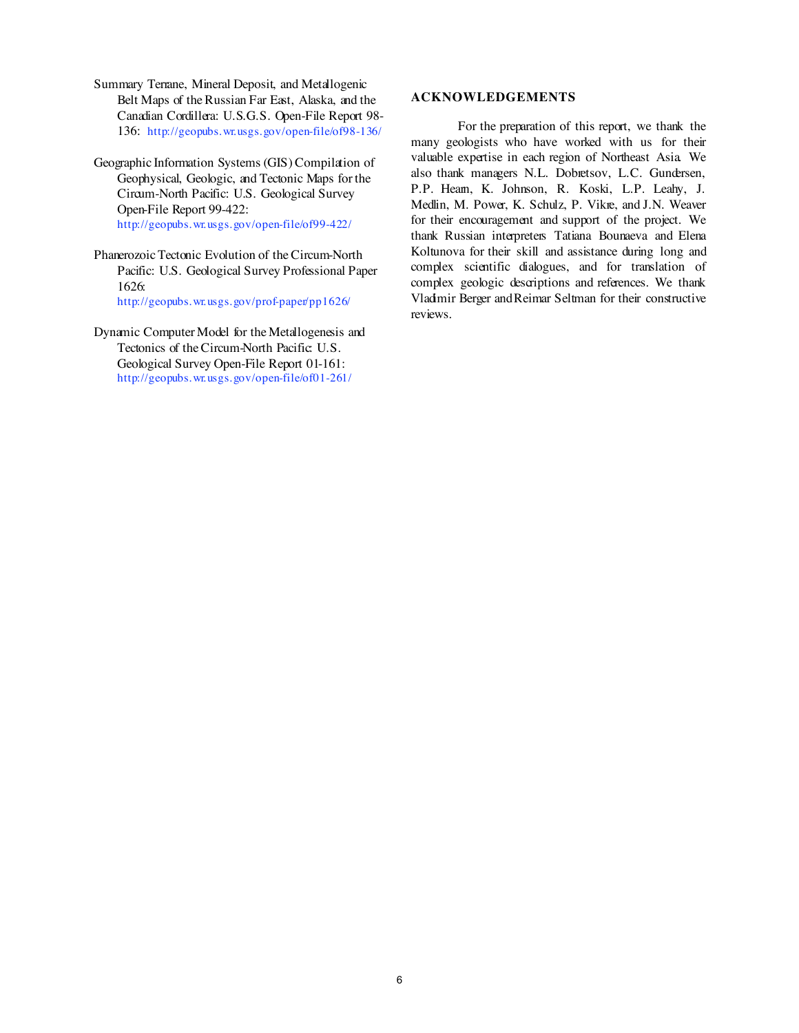Summary Terrane, Mineral Deposit, and Metallogenic Belt Maps of the Russian Far East, Alaska, and the Canadian Cordillera: U.S.G.S. Open-File Report 98-136: http://geopubs.wr.usgs.gov/open-file/of98-136/

Geographic Information Systems (GIS) Compilation of Geophysical, Geologic, and Tectonic Maps for the Circum-North Pacific: U.S. Geological Survey Open-File Report 99-422: http://geopubs.wr.usgs.gov/open-file/of99-422/

Phanerozoic Tectonic Evolution of the Circum-North Pacific: U.S. Geological Survey Professional Paper 1626: http://geopubs.wr.usgs.gov/prof-paper/pp1626/

Dynamic Computer Model for the Metallogenesis and Tectonics of the Circum-North Pacific: U.S. Geological Survey Open-File Report 01-161: http://geopubs.wr.usgs.gov/open-file/of01-261/

## ACKNOWLEDGEMENTS

For the preparation of this report, we thank the many geologists who have worked with us for their valuable expertise in each region of Northeast Asia. We also thank managers N.L. Dobretsov, L.C. Gundersen, P.P. Hearn, K. Johnson, R. Koski, L.P. Leahy, J. Medlin, M. Power, K. Schulz, P. Vikre, and J.N. Weaver for their encouragement and support of the project. We thank Russian interpreters Tatiana Bounaeva and Elena Koltunova for their skill and assistance during long and complex scientific dialogues, and for translation of complex geologic descriptions and references. We thank Vladimir Berger and Reimar Seltman for their constructive reviews.